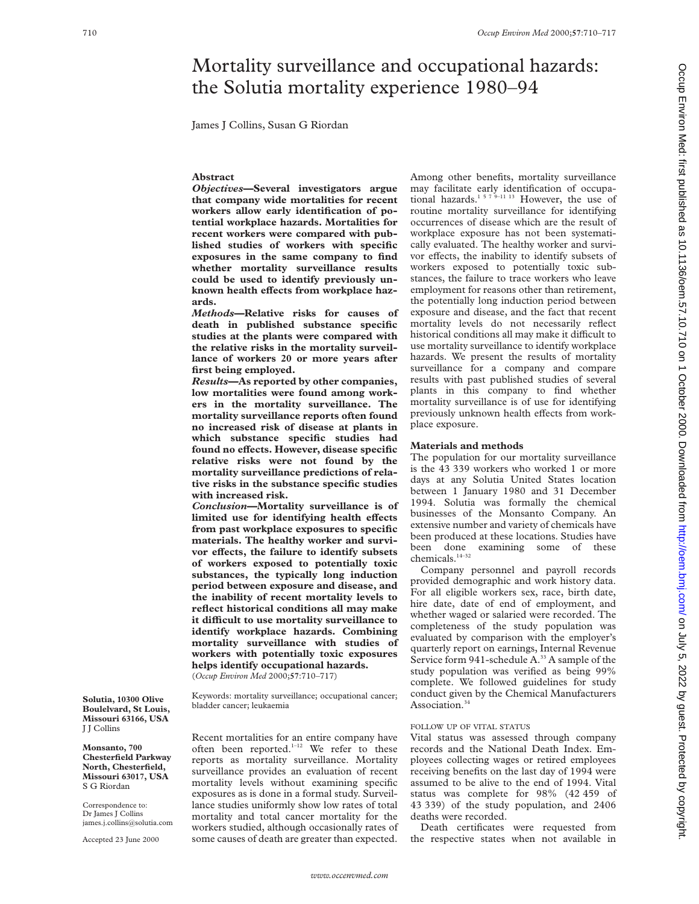# Mortality surveillance and occupational hazards: the Solutia mortality experience 1980–94

James J Collins, Susan G Riordan

## Abstract

***Objectives*—Several investigators argue that company wide mortalities for recent workers allow early identification of potential workplace hazards. Mortalities for recent workers were compared with published studies of workers with specific exposures in the same company to find whether mortality surveillance results could be used to identify previously unknown health effects from workplace hazards.**

***Methods*—Relative risks for causes of death in published substance specific studies at the plants were compared with the relative risks in the mortality surveillance of workers 20 or more years after first being employed.**

***Results*—As reported by other companies, low mortalities were found among workers in the mortality surveillance. The mortality surveillance reports often found no increased risk of disease at plants in which substance specific studies had found no effects. However, disease specific relative risks were not found by the mortality surveillance predictions of relative risks in the substance specific studies with increased risk.**

***Conclusion*—Mortality surveillance is of limited use for identifying health effects from past workplace exposures to specific materials. The healthy worker and survivor effects, the failure to identify subsets of workers exposed to potentially toxic substances, the typically long induction period between exposure and disease, and the inability of recent mortality levels to reflect historical conditions all may make it difficult to use mortality surveillance to identify workplace hazards. Combining mortality surveillance with studies of workers with potentially toxic exposures helps identify occupational hazards.**

(*Occup Environ Med* 2000;**57**:710–717)

Keywords: mortality surveillance; occupational cancer; bladder cancer; leukaemia

**Solutia, 10300 Olive Boulevard, St Louis, Missouri 63166, USA**
J J Collins

**Monsanto, 700 Chesterfield Parkway North, Chesterfield, Missouri 63017, USA**
S G Riordan

Correspondence to:
Dr James J Collins
james.j.collins@solutia.com

Accepted 23 June 2000

Recent mortalities for an entire company have often been reported.[1–12] We refer to these reports as mortality surveillance. Mortality surveillance provides an evaluation of recent mortality levels without examining specific exposures as is done in a formal study. Surveillance studies uniformly show low rates of total mortality and total cancer mortality for the workers studied, although occasionally rates of some causes of death are greater than expected.

Among other benefits, mortality surveillance may facilitate early identification of occupational hazards.[1 5 7 9–11 13] However, the use of routine mortality surveillance for identifying occurrences of disease which are the result of workplace exposure has not been systematically evaluated. The healthy worker and survivor effects, the inability to identify subsets of workers exposed to potentially toxic substances, the failure to trace workers who leave employment for reasons other than retirement, the potentially long induction period between exposure and disease, and the fact that recent mortality levels do not necessarily reflect historical conditions all may make it difficult to use mortality surveillance to identify workplace hazards. We present the results of mortality surveillance for a company and compare results with past published studies of several plants in this company to find whether mortality surveillance is of use for identifying previously unknown health effects from workplace exposure.

## Materials and methods

The population for our mortality surveillance is the 43 339 workers who worked 1 or more days at any Solutia United States location between 1 January 1980 and 31 December 1994. Solutia was formally the chemical businesses of the Monsanto Company. An extensive number and variety of chemicals have been produced at these locations. Studies have been done examining some of these chemicals.[14–32]

Company personnel and payroll records provided demographic and work history data. For all eligible workers sex, race, birth date, hire date, date of end of employment, and whether waged or salaried were recorded. The completeness of the study population was evaluated by comparison with the employer's quarterly report on earnings, Internal Revenue Service form 941-schedule A.[33] A sample of the study population was verified as being 99% complete. We followed guidelines for study conduct given by the Chemical Manufacturers Association.[34]

### FOLLOW UP OF VITAL STATUS

Vital status was assessed through company records and the National Death Index. Employees collecting wages or retired employees receiving benefits on the last day of 1994 were assumed to be alive to the end of 1994. Vital status was complete for 98% (42 459 of 43 339) of the study population, and 2406 deaths were recorded.

Death certificates were requested from the respective states when not available in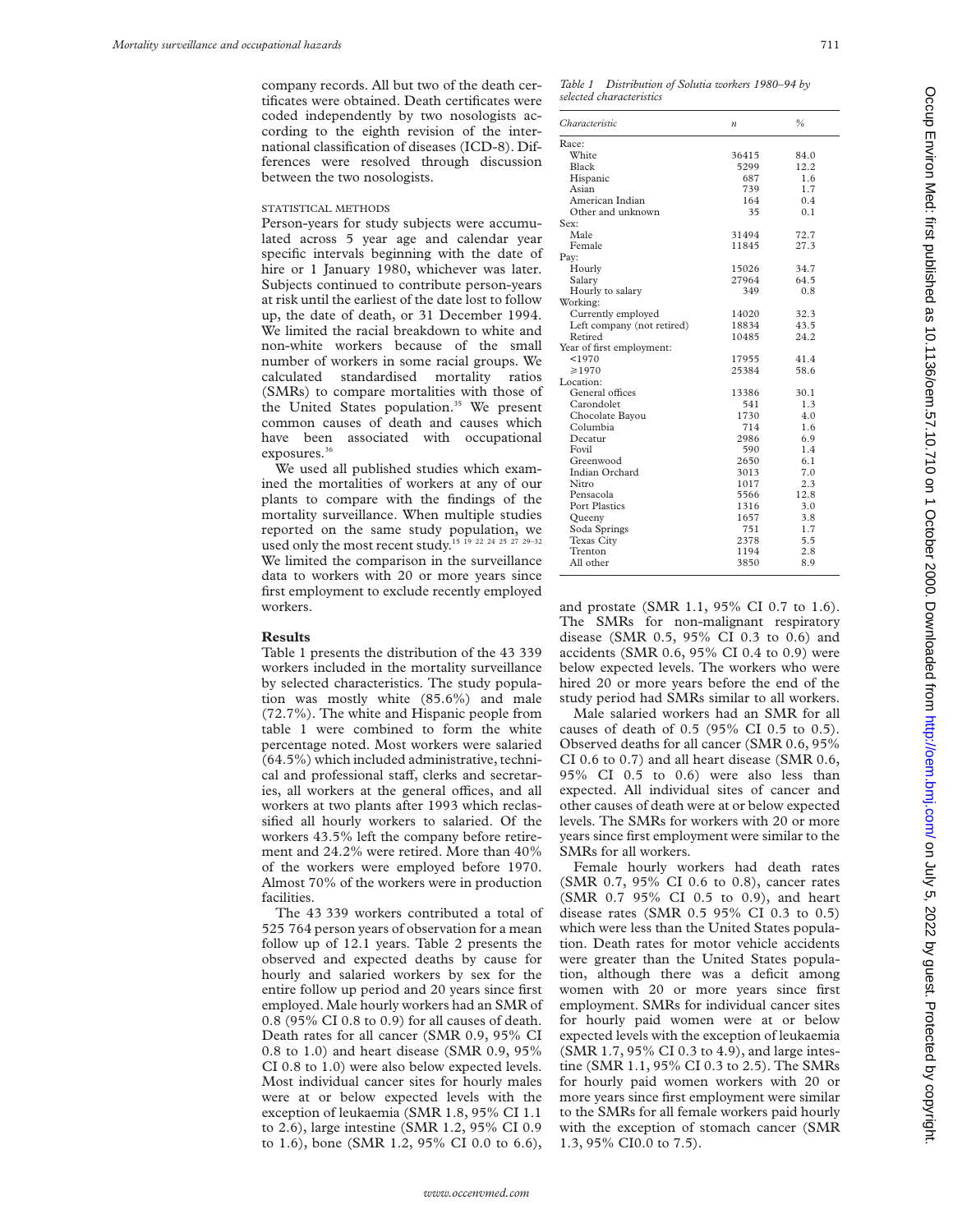company records. All but two of the death certificates were obtained. Death certificates were coded independently by two nosologists according to the eighth revision of the international classification of diseases (ICD-8). Differences were resolved through discussion between the two nosologists.

### STATISTICAL METHODS

Person-years for study subjects were accumulated across 5 year age and calendar year specific intervals beginning with the date of hire or 1 January 1980, whichever was later. Subjects continued to contribute person-years at risk until the earliest of the date lost to follow up, the date of death, or 31 December 1994. We limited the racial breakdown to white and non-white workers because of the small number of workers in some racial groups. We calculated standardised mortality ratios (SMRs) to compare mortalities with those of the United States population.[35] We present common causes of death and causes which have been associated with occupational exposures.[36]

We used all published studies which examined the mortalities of workers at any of our plants to compare with the findings of the mortality surveillance. When multiple studies reported on the same study population, we used only the most recent study.[15 19 22 24 25 27 29–32] We limited the comparison in the surveillance data to workers with 20 or more years since first employment to exclude recently employed workers.

## Results

Table 1 presents the distribution of the 43 339 workers included in the mortality surveillance by selected characteristics. The study population was mostly white (85.6%) and male (72.7%). The white and Hispanic people from table 1 were combined to form the white percentage noted. Most workers were salaried (64.5%) which included administrative, technical and professional staff, clerks and secretaries, all workers at the general offices, and all workers at two plants after 1993 which reclassified all hourly workers to salaried. Of the workers 43.5% left the company before retirement and 24.2% were retired. More than 40% of the workers were employed before 1970. Almost 70% of the workers were in production facilities.

*Table 1 Distribution of Solutia workers 1980–94 by selected characteristics*

| Characteristic | n | % |
|---|---|---|
| Race: | | |
| White | 36415 | 84.0 |
| Black | 5299 | 12.2 |
| Hispanic | 687 | 1.6 |
| Asian | 739 | 1.7 |
| American Indian | 164 | 0.4 |
| Other and unknown | 35 | 0.1 |
| Sex: | | |
| Male | 31494 | 72.7 |
| Female | 11845 | 27.3 |
| Pay: | | |
| Hourly | 15026 | 34.7 |
| Salary | 27964 | 64.5 |
| Hourly to salary | 349 | 0.8 |
| Working: | | |
| Currently employed | 14020 | 32.3 |
| Left company (not retired) | 18834 | 43.5 |
| Retired | 10485 | 24.2 |
| Year of first employment: | | |
| <1970 | 17955 | 41.4 |
| ⩾1970 | 25384 | 58.6 |
| Location: | | |
| General offices | 13386 | 30.1 |
| Carondolet | 541 | 1.3 |
| Chocolate Bayou | 1730 | 4.0 |
| Columbia | 714 | 1.6 |
| Decatur | 2986 | 6.9 |
| Fovil | 590 | 1.4 |
| Greenwood | 2650 | 6.1 |
| Indian Orchard | 3013 | 7.0 |
| Nitro | 1017 | 2.3 |
| Pensacola | 5566 | 12.8 |
| Port Plastics | 1316 | 3.0 |
| Queeny | 1657 | 3.8 |
| Soda Springs | 751 | 1.7 |
| Texas City | 2378 | 5.5 |
| Trenton | 1194 | 2.8 |
| All other | 3850 | 8.9 |

The 43 339 workers contributed a total of 525 764 person years of observation for a mean follow up of 12.1 years. Table 2 presents the observed and expected deaths by cause for hourly and salaried workers by sex for the entire follow up period and 20 years since first employed. Male hourly workers had an SMR of 0.8 (95% CI 0.8 to 0.9) for all causes of death. Death rates for all cancer (SMR 0.9, 95% CI 0.8 to 1.0) and heart disease (SMR 0.9, 95% CI 0.8 to 1.0) were also below expected levels. Most individual cancer sites for hourly males were at or below expected levels with the exception of leukaemia (SMR 1.8, 95% CI 1.1 to 2.6), large intestine (SMR 1.2, 95% CI 0.9 to 1.6), bone (SMR 1.2, 95% CI 0.0 to 6.6), and prostate (SMR 1.1, 95% CI 0.7 to 1.6). The SMRs for non-malignant respiratory disease (SMR 0.5, 95% CI 0.3 to 0.6) and accidents (SMR 0.6, 95% CI 0.4 to 0.9) were below expected levels. The workers who were hired 20 or more years before the end of the study period had SMRs similar to all workers.

Male salaried workers had an SMR for all causes of death of 0.5 (95% CI 0.5 to 0.5). Observed deaths for all cancer (SMR 0.6, 95% CI 0.6 to 0.7) and all heart disease (SMR 0.6, 95% CI 0.5 to 0.6) were also less than expected. All individual sites of cancer and other causes of death were at or below expected levels. The SMRs for workers with 20 or more years since first employment were similar to the SMRs for all workers.

Female hourly workers had death rates (SMR 0.7, 95% CI 0.6 to 0.8), cancer rates (SMR 0.7 95% CI 0.5 to 0.9), and heart disease rates (SMR 0.5 95% CI 0.3 to 0.5) which were less than the United States population. Death rates for motor vehicle accidents were greater than the United States population, although there was a deficit among women with 20 or more years since first employment. SMRs for individual cancer sites for hourly paid women were at or below expected levels with the exception of leukaemia (SMR 1.7, 95% CI 0.3 to 4.9), and large intestine (SMR 1.1, 95% CI 0.3 to 2.5). The SMRs for hourly paid women workers with 20 or more years since first employment were similar to the SMRs for all female workers paid hourly with the exception of stomach cancer (SMR 1.3, 95% CI0.0 to 7.5).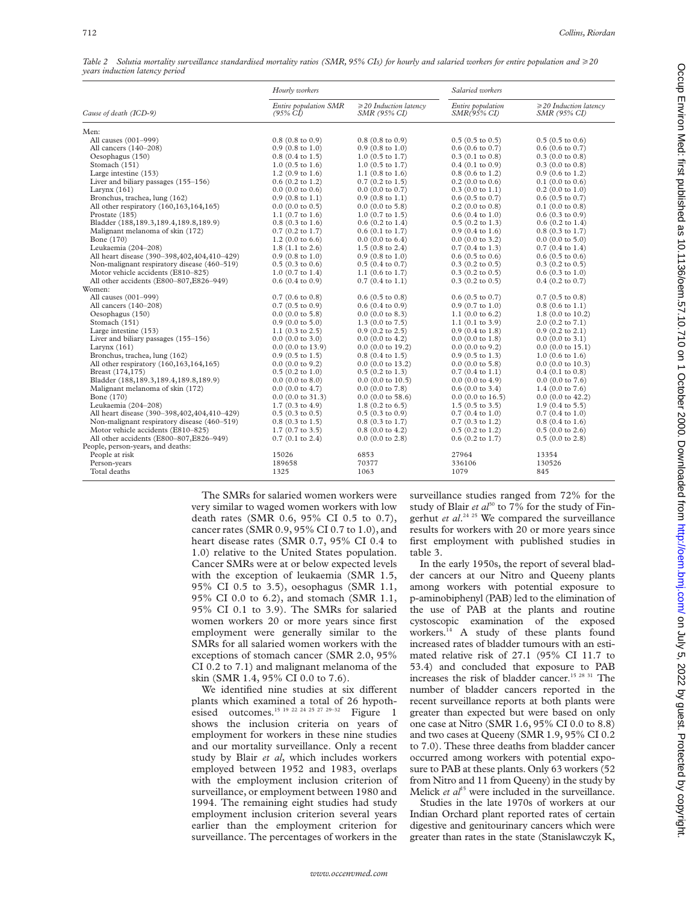*Table 2 Solutia mortality surveillance standardised mortality ratios (SMR, 95% CIs) for hourly and salaried workers for entire population and ≥20 years induction latency period*

| Cause of death (ICD-9) | Hourly workers | | Salaried workers | |
|---|---|---|---|---|
| | Entire population SMR (95% CI) | ≥20 Induction latency SMR (95% CI) | Entire population SMR(95% CI) | ≥20 Induction latency SMR (95% CI) |
| Men: | | | | |
| All causes (001–999) | 0.8 (0.8 to 0.9) | 0.8 (0.8 to 0.9) | 0.5 (0.5 to 0.5) | 0.5 (0.5 to 0.6) |
| All cancers (140–208) | 0.9 (0.8 to 1.0) | 0.9 (0.8 to 1.0) | 0.6 (0.6 to 0.7) | 0.6 (0.6 to 0.7) |
| Oesophagus (150) | 0.8 (0.4 to 1.5) | 1.0 (0.5 to 1.7) | 0.3 (0.1 to 0.8) | 0.3 (0.0 to 0.8) |
| Stomach (151) | 1.0 (0.5 to 1.6) | 1.0 (0.5 to 1.7) | 0.4 (0.1 to 0.9) | 0.3 (0.0 to 0.8) |
| Large intestine (153) | 1.2 (0.9 to 1.6) | 1.1 (0.8 to 1.6) | 0.8 (0.6 to 1.2) | 0.9 (0.6 to 1.2) |
| Liver and biliary passages (155–156) | 0.6 (0.2 to 1.2) | 0.7 (0.2 to 1.5) | 0.2 (0.0 to 0.6) | 0.1 (0.0 to 0.6) |
| Larynx (161) | 0.0 (0.0 to 0.6) | 0.0 (0.0 to 0.7) | 0.3 (0.0 to 1.1) | 0.2 (0.0 to 1.0) |
| Bronchus, trachea, lung (162) | 0.9 (0.8 to 1.1) | 0.9 (0.8 to 1.1) | 0.6 (0.5 to 0.7) | 0.6 (0.5 to 0.7) |
| All other respiratory (160,163,164,165) | 0.0 (0.0 to 0.5) | 0.0 (0.0 to 5.8) | 0.2 (0.0 to 0.8) | 0.1 (0.0 to 0.8) |
| Prostate (185) | 1.1 (0.7 to 1.6) | 1.0 (0.7 to 1.5) | 0.6 (0.4 to 1.0) | 0.6 (0.3 to 0.9) |
| Bladder (188,189.3,189.4,189.8,189.9) | 0.8 (0.3 to 1.6) | 0.6 (0.2 to 1.4) | 0.5 (0.2 to 1.3) | 0.6 (0.2 to 1.4) |
| Malignant melanoma of skin (172) | 0.7 (0.2 to 1.7) | 0.6 (0.1 to 1.7) | 0.9 (0.4 to 1.6) | 0.8 (0.3 to 1.7) |
| Bone (170) | 1.2 (0.0 to 6.6) | 0.0 (0.0 to 6.4) | 0.0 (0.0 to 3.2) | 0.0 (0.0 to 5.0) |
| Leukaemia (204–208) | 1.8 (1.1 to 2.6) | 1.5 (0.8 to 2.4) | 0.7 (0.4 to 1.3) | 0.7 (0.4 to 1.4) |
| All heart disease (390–398,402,404,410–429) | 0.9 (0.8 to 1.0) | 0.9 (0.8 to 1.0) | 0.6 (0.5 to 0.6) | 0.6 (0.5 to 0.6) |
| Non-malignant respiratory disease (460–519) | 0.5 (0.3 to 0.6) | 0.5 (0.4 to 0.7) | 0.3 (0.2 to 0.5) | 0.3 (0.2 to 0.5) |
| Motor vehicle accidents (E810–825) | 1.0 (0.7 to 1.4) | 1.1 (0.6 to 1.7) | 0.3 (0.2 to 0.5) | 0.6 (0.3 to 1.0) |
| All other accidents (E800–807,E826–949) | 0.6 (0.4 to 0.9) | 0.7 (0.4 to 1.1) | 0.3 (0.2 to 0.5) | 0.4 (0.2 to 0.7) |
| Women: | | | | |
| All causes (001–999) | 0.7 (0.6 to 0.8) | 0.6 (0.5 to 0.8) | 0.6 (0.5 to 0.7) | 0.7 (0.5 to 0.8) |
| All cancers (140–208) | 0.7 (0.5 to 0.9) | 0.6 (0.4 to 0.9) | 0.9 (0.7 to 1.0) | 0.8 (0.6 to 1.1) |
| Oesophagus (150) | 0.0 (0.0 to 5.8) | 0.0 (0.0 to 8.3) | 1.1 (0.0 to 6.2) | 1.8 (0.0 to 10.2) |
| Stomach (151) | 0.9 (0.0 to 5.0) | 1.3 (0.0 to 7.5) | 1.1 (0.1 to 3.9) | 2.0 (0.2 to 7.1) |
| Large intestine (153) | 1.1 (0.3 to 2.5) | 0.9 (0.2 to 2.5) | 0.9 (0.4 to 1.8) | 0.9 (0.2 to 2.1) |
| Liver and biliary passages (155–156) | 0.0 (0.0 to 3.0) | 0.0 (0.0 to 4.2) | 0.0 (0.0 to 1.8) | 0.0 (0.0 to 3.1) |
| Larynx (161) | 0.0 (0.0 to 13.9) | 0.0 (0.0 to 19.2) | 0.0 (0.0 to 9.2) | 0.0 (0.0 to 15.1) |
| Bronchus, trachea, lung (162) | 0.9 (0.5 to 1.5) | 0.8 (0.4 to 1.5) | 0.9 (0.5 to 1.3) | 1.0 (0.6 to 1.6) |
| All other respiratory (160,163,164,165) | 0.0 (0.0 to 9.2) | 0.0 (0.0 to 13.2) | 0.0 (0.0 to 5.8) | 0.0 (0.0 to 10.3) |
| Breast (174,175) | 0.5 (0.2 to 1.0) | 0.5 (0.2 to 1.3) | 0.7 (0.4 to 1.1) | 0.4 (0.1 to 0.8) |
| Bladder (188,189.3,189.4,189.8,189.9) | 0.0 (0.0 to 8.0) | 0.0 (0.0 to 10.5) | 0.0 (0.0 to 4.9) | 0.0 (0.0 to 7.6) |
| Malignant melanoma of skin (172) | 0.0 (0.0 to 4.7) | 0.0 (0.0 to 7.8) | 0.6 (0.0 to 3.4) | 1.4 (0.0 to 7.6) |
| Bone (170) | 0.0 (0.0 to 31.3) | 0.0 (0.0 to 58.6) | 0.0 (0.0 to 16.5) | 0.0 (0.0 to 42.2) |
| Leukaemia (204–208) | 1.7 (0.3 to 4.9) | 1.8 (0.2 to 6.5) | 1.5 (0.5 to 3.5) | 1.9 (0.4 to 5.5) |
| All heart disease (390–398,402,404,410–429) | 0.5 (0.3 to 0.5) | 0.5 (0.3 to 0.9) | 0.7 (0.4 to 1.0) | 0.7 (0.4 to 1.0) |
| Non-malignant respiratory disease (460–519) | 0.8 (0.3 to 1.5) | 0.8 (0.3 to 1.7) | 0.7 (0.3 to 1.2) | 0.8 (0.4 to 1.6) |
| Motor vehicle accidents (E810–825) | 1.7 (0.7 to 3.5) | 0.8 (0.0 to 4.2) | 0.5 (0.2 to 1.2) | 0.5 (0.0 to 2.6) |
| All other accidents (E800–807,E826–949) | 0.7 (0.1 to 2.4) | 0.0 (0.0 to 2.8) | 0.6 (0.2 to 1.7) | 0.5 (0.0 to 2.8) |
| People, person-years, and deaths: | | | | |
| People at risk | 15026 | 6853 | 27964 | 13354 |
| Person-years | 189658 | 70377 | 336106 | 130526 |
| Total deaths | 1325 | 1063 | 1079 | 845 |

The SMRs for salaried women workers were very similar to waged women workers with low death rates (SMR 0.6, 95% CI 0.5 to 0.7), cancer rates (SMR 0.9, 95% CI 0.7 to 1.0), and heart disease rates (SMR 0.7, 95% CI 0.4 to 1.0) relative to the United States population. Cancer SMRs were at or below expected levels with the exception of leukaemia (SMR 1.5, 95% CI 0.5 to 3.5), oesophagus (SMR 1.1, 95% CI 0.0 to 6.2), and stomach (SMR 1.1, 95% CI 0.1 to 3.9). The SMRs for salaried women workers 20 or more years since first employment were generally similar to the SMRs for all salaried women workers with the exceptions of stomach cancer (SMR 2.0, 95% CI 0.2 to 7.1) and malignant melanoma of the skin (SMR 1.4, 95% CI 0.0 to 7.6).

We identified nine studies at six different plants which examined a total of 26 hypothesised outcomes.[15 19 22 24 25 27 29–32] Figure 1 shows the inclusion criteria on years of employment for workers in these nine studies and our mortality surveillance. Only a recent study by Blair *et al*, which includes workers employed between 1952 and 1983, overlaps with the employment inclusion criterion of surveillance, or employment between 1980 and 1994. The remaining eight studies had study employment inclusion criterion several years earlier than the employment criterion for surveillance. The percentages of workers in the surveillance studies ranged from 72% for the study of Blair *et al*[30] to 7% for the study of Fingerhut *et al*.[24 25] We compared the surveillance results for workers with 20 or more years since first employment with published studies in table 3.

In the early 1950s, the report of several bladder cancers at our Nitro and Queeny plants among workers with potential exposure to p-aminobiphenyl (PAB) led to the elimination of the use of PAB at the plants and routine cystoscopic examination of the exposed workers.[14] A study of these plants found increased rates of bladder tumours with an estimated relative risk of 27.1 (95% CI 11.7 to 53.4) and concluded that exposure to PAB increases the risk of bladder cancer.[15 28 31] The number of bladder cancers reported in the recent surveillance reports at both plants were greater than expected but were based on only one case at Nitro (SMR 1.6, 95% CI 0.0 to 8.8) and two cases at Queeny (SMR 1.9, 95% CI 0.2 to 7.0). These three deaths from bladder cancer occurred among workers with potential exposure to PAB at these plants. Only 63 workers (52 from Nitro and 11 from Queeny) in the study by Melick *et al*[15] were included in the surveillance.

Studies in the late 1970s of workers at our Indian Orchard plant reported rates of certain digestive and genitourinary cancers which were greater than rates in the state (Stanislawczyk K,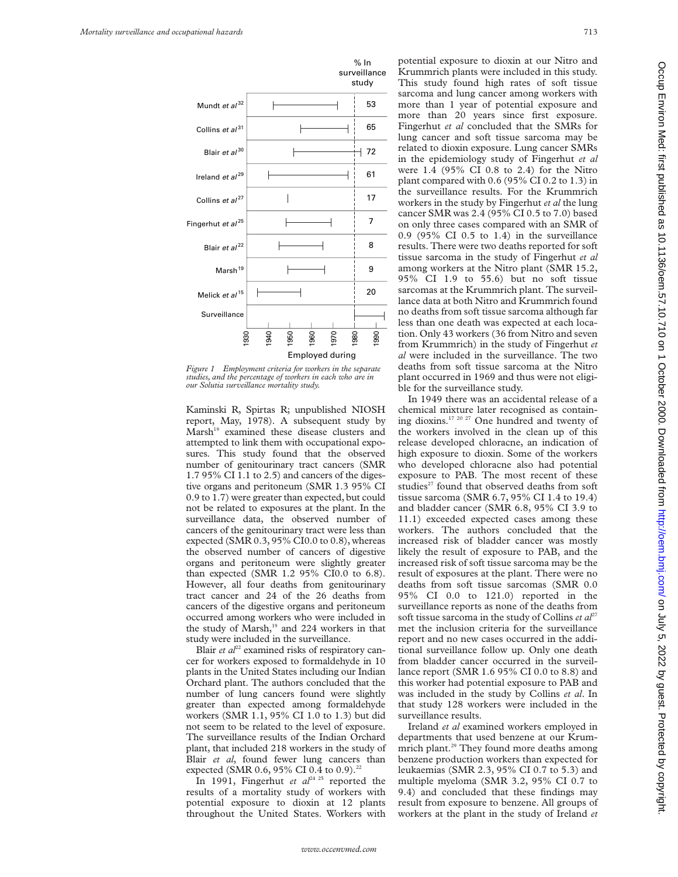Figure 1 Employment criteria for workers in the separate studies, and the percentage of workers in each who are in our Solutia surveillance mortality study.

Kaminski R, Spirtas R; unpublished NIOSH report, May, 1978). A subsequent study by Marsh[19] examined these disease clusters and attempted to link them with occupational exposures. This study found that the observed number of genitourinary tract cancers (SMR 1.7 95% CI 1.1 to 2.5) and cancers of the digestive organs and peritoneum (SMR 1.3 95% CI 0.9 to 1.7) were greater than expected, but could not be related to exposures at the plant. In the surveillance data, the observed number of cancers of the genitourinary tract were less than expected (SMR 0.3, 95% CI0.0 to 0.8), whereas the observed number of cancers of digestive organs and peritoneum were slightly greater than expected (SMR 1.2 95% CI0.0 to 6.8). However, all four deaths from genitourinary tract cancer and 24 of the 26 deaths from cancers of the digestive organs and peritoneum occurred among workers who were included in the study of Marsh,[19] and 224 workers in that study were included in the surveillance.

Blair *et al*[22] examined risks of respiratory cancer for workers exposed to formaldehyde in 10 plants in the United States including our Indian Orchard plant. The authors concluded that the number of lung cancers found were slightly greater than expected among formaldehyde workers (SMR 1.1, 95% CI 1.0 to 1.3) but did not seem to be related to the level of exposure. The surveillance results of the Indian Orchard plant, that included 218 workers in the study of Blair *et al*, found fewer lung cancers than expected (SMR 0.6, 95% CI 0.4 to 0.9).[22]

In 1991, Fingerhut *et al*[24 25] reported the results of a mortality study of workers with potential exposure to dioxin at 12 plants throughout the United States. Workers with potential exposure to dioxin at our Nitro and Krummrich plants were included in this study. This study found high rates of soft tissue sarcoma and lung cancer among workers with more than 1 year of potential exposure and more than 20 years since first exposure. Fingerhut *et al* concluded that the SMRs for lung cancer and soft tissue sarcoma may be related to dioxin exposure. Lung cancer SMRs in the epidemiology study of Fingerhut *et al* were 1.4 (95% CI 0.8 to 2.4) for the Nitro plant compared with 0.6 (95% CI 0.2 to 1.3) in the surveillance results. For the Krummrich workers in the study by Fingerhut *et al* the lung cancer SMR was 2.4 (95% CI 0.5 to 7.0) based on only three cases compared with an SMR of 0.9 (95% CI 0.5 to 1.4) in the surveillance results. There were two deaths reported for soft tissue sarcoma in the study of Fingerhut *et al* among workers at the Nitro plant (SMR 15.2, 95% CI 1.9 to 55.6) but no soft tissue sarcomas at the Krummrich plant. The surveillance data at both Nitro and Krummrich found no deaths from soft tissue sarcoma although far less than one death was expected at each location. Only 43 workers (36 from Nitro and seven from Krummrich) in the study of Fingerhut *et al* were included in the surveillance. The two deaths from soft tissue sarcoma at the Nitro plant occurred in 1969 and thus were not eligible for the surveillance study.

In 1949 there was an accidental release of a chemical mixture later recognised as containing dioxins.[17 20 27] One hundred and twenty of the workers involved in the clean up of this release developed chloracne, an indication of high exposure to dioxin. Some of the workers who developed chloracne also had potential exposure to PAB. The most recent of these studies[27] found that observed deaths from soft tissue sarcoma (SMR 6.7, 95% CI 1.4 to 19.4) and bladder cancer (SMR 6.8, 95% CI 3.9 to 11.1) exceeded expected cases among these workers. The authors concluded that the increased risk of bladder cancer was mostly likely the result of exposure to PAB, and the increased risk of soft tissue sarcoma may be the result of exposures at the plant. There were no deaths from soft tissue sarcomas (SMR 0.0 95% CI 0.0 to 121.0) reported in the surveillance reports as none of the deaths from soft tissue sarcoma in the study of Collins *et al*[27] met the inclusion criteria for the surveillance report and no new cases occurred in the additional surveillance follow up. Only one death from bladder cancer occurred in the surveillance report (SMR 1.6 95% CI 0.0 to 8.8) and this worker had potential exposure to PAB and was included in the study by Collins *et al*. In that study 128 workers were included in the surveillance results.

Ireland *et al* examined workers employed in departments that used benzene at our Krummrich plant.[29] They found more deaths among benzene production workers than expected for leukaemias (SMR 2.3, 95% CI 0.7 to 5.3) and multiple myeloma (SMR 3.2, 95% CI 0.7 to 9.4) and concluded that these findings may result from exposure to benzene. All groups of workers at the plant in the study of Ireland *et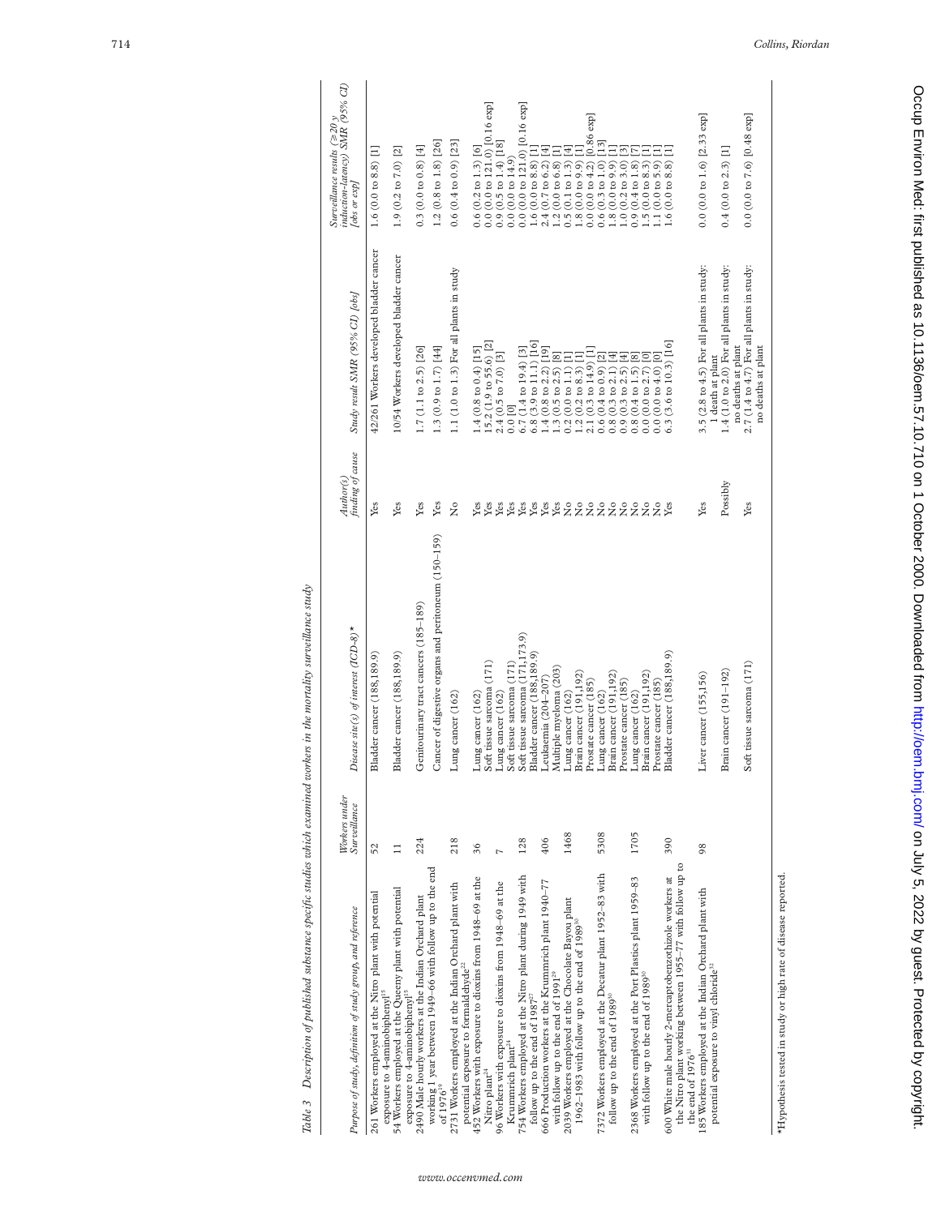*Table 3 Description of published substance specific studies which examined workers in the mortality surveillance study*

| Purpose of study, definition of study group, and reference | Workers under Surveillance | Disease site(s) of interest (ICD-8)* | Author(s) finding of cause | Study result SMR (95% CI) [obs] | Surveillance results (≥20 y induction-latency) SMR (95% CI) [obs or exp] |
|---|---|---|---|---|---|
| 261 Workers employed at the Nitro plant with potential exposure to 4-aminobiphenyl[15] | 52 | Bladder cancer (188,189.9) | Yes | 42/261 Workers developed bladder cancer | 1.6 (0.0 to 8.8) [1] |
| 54 Workers employed at the Queeny plant with potential exposure to 4-aminobiphenyl[15] | 11 | Bladder cancer (188,189.9) | Yes | 10/54 Workers developed bladder cancer | 1.9 (0.2 to 7.0) [2] |
| 2490 Male hourly workers at the Indian Orchard plant working 1 year between 1949–66 with follow up to the end of 1976[19] | 224 | Genitourinary tract cancers (185–189) | Yes | 1.7 (1.1 to 2.5) [26] | 0.3 (0.0 to 0.8) [4] |
| | | Cancer of digestive organs and peritoneum (150–159) | Yes | 1.3 (0.9 to 1.7) [44] | 1.2 (0.8 to 1.8) [26] |
| 2731 Workers employed at the Indian Orchard plant with potential exposure to formaldehyde[22] | 218 | Lung cancer (162) | No | 1.1 (1.0 to 1.3) For all plants in study | 0.6 (0.4 to 0.9) [23] |
| 452 Workers with exposure to dioxins from 1948–69 at the Nitro plant[24] | 36 | Lung cancer (162) | Yes | 1.4 (0.8 to 0.4) [15] | 0.6 (0.2 to 1.3) [6] |
| | | Soft tissue sarcoma (171) | Yes | 15.2 (1.9 to 55.6) [2] | 0.0 (0.0 to 121.0) [0.16 exp] |
| 96 Workers with exposure to dioxins from 1948–69 at the Krummrich plant[24] | 7 | Lung cancer (162) | Yes | 2.4 (0.5 to 7.0) [3] | 0.9 (0.5 to 1.4) [18] |
| | | Soft tissue sarcoma (171) | Yes | 0.0 [0] | 0.0 (0.0 to 14.9) |
| 754 Workers employed at the Nitro plant during 1949 with follow up to the end of 1987[27] | 128 | Soft tissue sarcoma (171,173.9) | Yes | 6.7 (1.4 to 19.4) [3] | 0.0 (0.0 to 121.0) [0.16 exp] |
| | | Bladder cancer (188,189.9) | Yes | 6.8 (3.9 to 11.1) [16] | 1.6 (0.0 to 8.8) [1] |
| 666 Production workers at the Krummrich plant 1940–77 with follow up to the end of 1991[29] | 406 | Leukaemia (204–207) | Yes | 1.4 (0.8 to 2.2) [19] | 2.4 (0.7 to 6.2) [4] |
| | | Multiple myeloma (203) | Yes | 1.3 (0.5 to 2.5) [8] | 1.2 (0.0 to 6.8) [1] |
| 2039 Workers employed at the Chocolate Bayou plant 1962–1983 with follow up to the end of 1989[30] | 1468 | Lung cancer (162) | No | 0.2 (0.0 to 1.1) [1] | 0.5 (0.1 to 1.3) [4] |
| | | Brain cancer (191,192) | No | 1.2 (0.2 to 8.3) [1] | 1.8 (0.0 to 9.9) [1] |
| | | Prostate cancer (185) | No | 2.1 (0.3 to 14.9) [1] | 0.0 (0.0 to 4.2) [0.86 exp] |
| 7372 Workers employed at the Decatur plant 1952–83 with follow up to the end of 1989[30] | 5308 | Lung cancer (162) | No | 0.6 (0.4 to 0.9) [2] | 0.6 (0.3 to 1.0) [13] |
| | | Brain cancer (191,192) | No | 0.8 (0.3 to 2.1) [4] | 1.8 (0.0 to 9.9) [1] |
| | | Prostate cancer (185) | No | 0.9 (0.3 to 2.5) [4] | 1.0 (0.2 to 3.0) [3] |
| 2368 Workers employed at the Port Plastics plant 1959–83 with follow up to the end of 1989[30] | 1705 | Lung cancer (162) | No | 0.8 (0.4 to 1.5) [8] | 0.8 (0.4 to 1.8) [7] |
| | | Brain cancer (191,192) | No | 0.0 (0.0 to 2.7) [0] | 1.5 (0.0 to 8.3) [1] |
| | | Prostate cancer (185) | No | 0.0 (0.0 to 4.0) [0] | 1.1 (0.0 to 5.9) [1] |
| 600 White male hourly 2-mercaptobenzothizole workers at the Nitro plant working between 1955–77 with follow up to the end of 1976[31] | 390 | Bladder cancer (188,189.9) | Yes | 6.3 (3.6 to 10.3) [16] | 1.6 (0.0 to 8.8) [1] |
| 185 Workers employed at the Indian Orchard plant with potential exposure to vinyl chloride[32] | 98 | Liver cancer (155,156) | Yes | 3.5 (2.8 to 4.5) For all plants in study: 1 death at plant | 0.0 (0.0 to 1.6) [2.33 exp] |
| | | Brain cancer (191–192) | Possibly | 1.4 (1.0 to 2.0) For all plants in study: no deaths at plant | 0.4 (0.0 to 2.3) [1] |
| | | Soft tissue sarcoma (171) | Yes | 2.7 (1.4 to 4.7) For all plants in study: no deaths at plant | 0.0 (0.0 to 7.6) [0.48 exp] |

*Hypothesis tested in study or high rate of disease reported.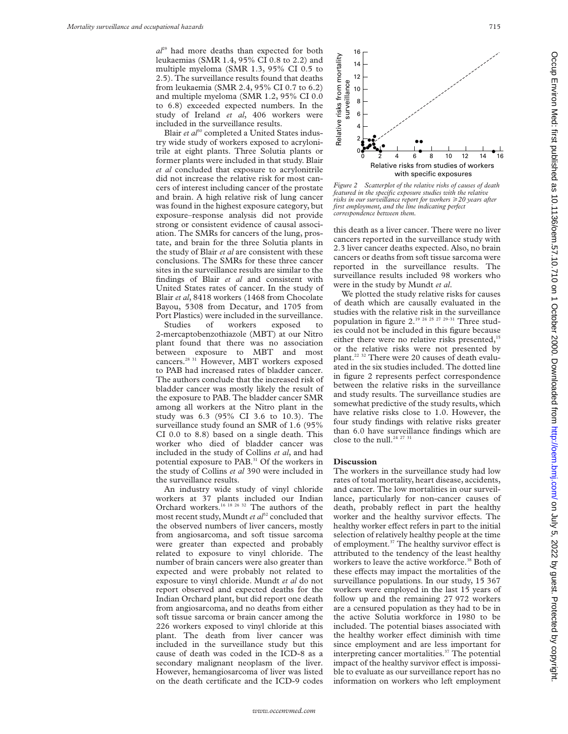*al*[29] had more deaths than expected for both leukaemias (SMR 1.4, 95% CI 0.8 to 2.2) and multiple myeloma (SMR 1.3, 95% CI 0.5 to 2.5). The surveillance results found that deaths from leukaemia (SMR 2.4, 95% CI 0.7 to 6.2) and multiple myeloma (SMR 1.2, 95% CI 0.0 to 6.8) exceeded expected numbers. In the study of Ireland *et al*, 406 workers were included in the surveillance results.

Blair *et al*[30] completed a United States industry wide study of workers exposed to acrylonitrile at eight plants. Three Solutia plants or former plants were included in that study. Blair *et al* concluded that exposure to acrylonitrile did not increase the relative risk for most cancers of interest including cancer of the prostate and brain. A high relative risk of lung cancer was found in the highest exposure category, but exposure–response analysis did not provide strong or consistent evidence of causal association. The SMRs for cancers of the lung, prostate, and brain for the three Solutia plants in the study of Blair *et al* are consistent with these conclusions. The SMRs for these three cancer sites in the surveillance results are similar to the findings of Blair *et al* and consistent with United States rates of cancer. In the study of Blair *et al*, 8418 workers (1468 from Chocolate Bayou, 5308 from Decatur, and 1705 from Port Plastics) were included in the surveillance.

Studies of workers exposed to 2-mercaptobenzothiazole (MBT) at our Nitro plant found that there was no association between exposure to MBT and most cancers.[28 31] However, MBT workers exposed to PAB had increased rates of bladder cancer. The authors conclude that the increased risk of bladder cancer was mostly likely the result of the exposure to PAB. The bladder cancer SMR among all workers at the Nitro plant in the study was 6.3 (95% CI 3.6 to 10.3). The surveillance study found an SMR of 1.6 (95% CI 0.0 to 8.8) based on a single death. This worker who died of bladder cancer was included in the study of Collins *et al*, and had potential exposure to PAB.[31] Of the workers in the study of Collins *et al* 390 were included in the surveillance results.

An industry wide study of vinyl chloride workers at 37 plants included our Indian Orchard workers.[16 18 26 32] The authors of the most recent study, Mundt *et al*[32] concluded that the observed numbers of liver cancers, mostly from angiosarcoma, and soft tissue sarcoma were greater than expected and probably related to exposure to vinyl chloride. The number of brain cancers were also greater than expected and were probably not related to exposure to vinyl chloride. Mundt *et al* do not report observed and expected deaths for the Indian Orchard plant, but did report one death from angiosarcoma, and no deaths from either soft tissue sarcoma or brain cancer among the 226 workers exposed to vinyl chloride at this plant. The death from liver cancer was included in the surveillance study but this cause of death was coded in the ICD-8 as a secondary malignant neoplasm of the liver. However, hemangiosarcoma of liver was listed on the death certificate and the ICD-9 codes this death as a liver cancer. There were no liver cancers reported in the surveillance study with 2.3 liver cancer deaths expected. Also, no brain cancers or deaths from soft tissue sarcoma were reported in the surveillance results. The surveillance results included 98 workers who were in the study by Mundt *et al*.

*Figure 2 Scatterplot of the relative risks of causes of death featured in the specific exposure studies with the relative risks in our surveillance report for workers ⩾20 years after first employment, and the line indicating perfect correspondence between them.*

We plotted the study relative risks for causes of death which are causally evaluated in the studies with the relative risk in the surveillance population in figure 2.[19 24 25 27 29–31] Three studies could not be included in this figure because either there were no relative risks presented,[15] or the relative risks were not presented by plant.[22 32] There were 20 causes of death evaluated in the six studies included. The dotted line in figure 2 represents perfect correspondence between the relative risks in the surveillance and study results. The surveillance studies are somewhat predictive of the study results, which have relative risks close to 1.0. However, the four study findings with relative risks greater than 6.0 have surveillance findings which are close to the null.[24 27 31]

## Discussion

The workers in the surveillance study had low rates of total mortality, heart disease, accidents, and cancer. The low mortalities in our surveillance, particularly for non-cancer causes of death, probably reflect in part the healthy worker and the healthy survivor effects. The healthy worker effect refers in part to the initial selection of relatively healthy people at the time of employment.[37] The healthy survivor effect is attributed to the tendency of the least healthy workers to leave the active workforce.[38] Both of these effects may impact the mortalities of the surveillance populations. In our study, 15 367 workers were employed in the last 15 years of follow up and the remaining 27 972 workers are a censured population as they had to be in the active Solutia workforce in 1980 to be included. The potential biases associated with the healthy worker effect diminish with time since employment and are less important for interpreting cancer mortalities.[37] The potential impact of the healthy survivor effect is impossible to evaluate as our surveillance report has no information on workers who left employment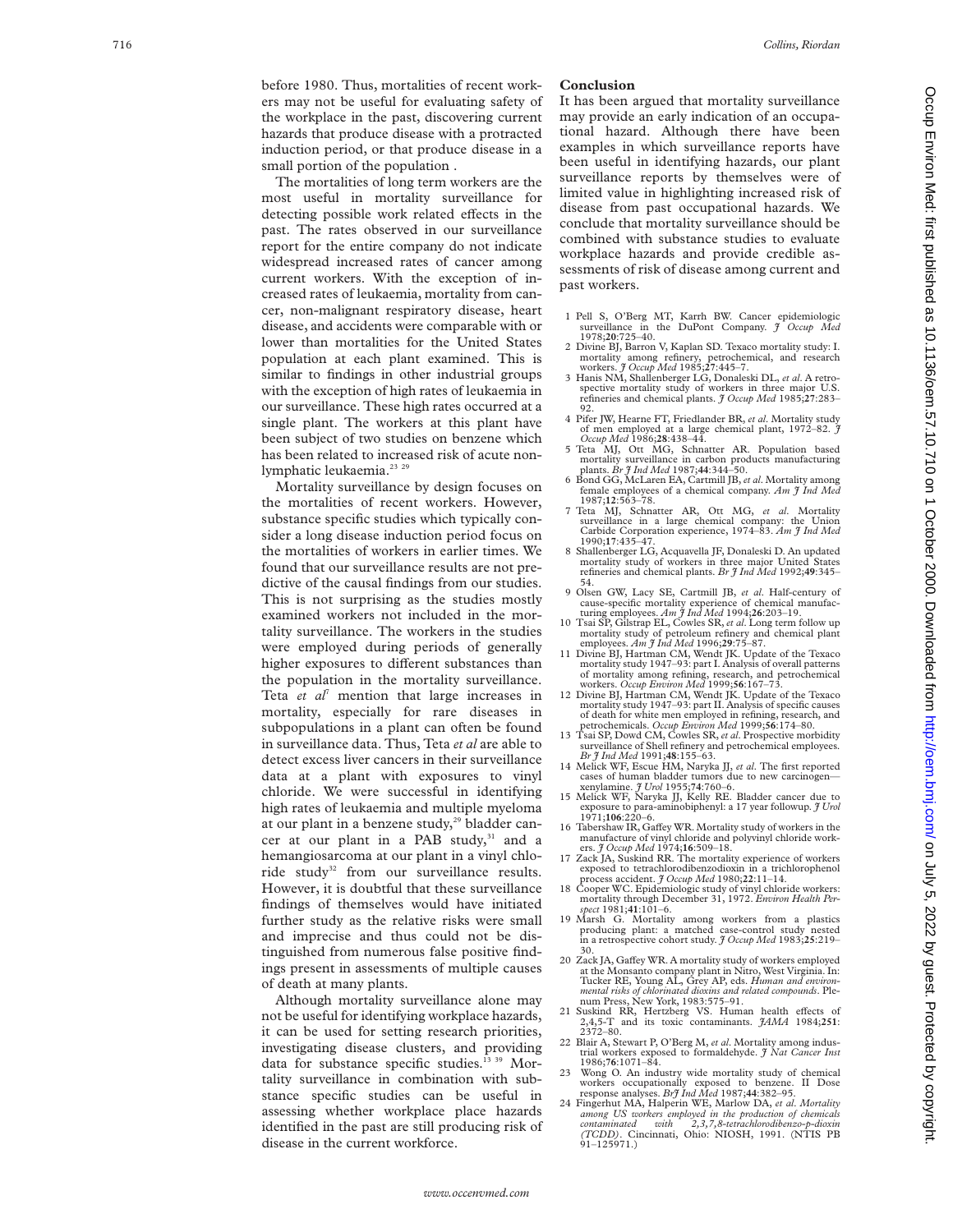before 1980. Thus, mortalities of recent workers may not be useful for evaluating safety of the workplace in the past, discovering current hazards that produce disease with a protracted induction period, or that produce disease in a small portion of the population .

The mortalities of long term workers are the most useful in mortality surveillance for detecting possible work related effects in the past. The rates observed in our surveillance report for the entire company do not indicate widespread increased rates of cancer among current workers. With the exception of increased rates of leukaemia, mortality from cancer, non-malignant respiratory disease, heart disease, and accidents were comparable with or lower than mortalities for the United States population at each plant examined. This is similar to findings in other industrial groups with the exception of high rates of leukaemia in our surveillance. These high rates occurred at a single plant. The workers at this plant have been subject of two studies on benzene which has been related to increased risk of acute nonlymphatic leukaemia.[23 29]

Mortality surveillance by design focuses on the mortalities of recent workers. However, substance specific studies which typically consider a long disease induction period focus on the mortalities of workers in earlier times. We found that our surveillance results are not predictive of the causal findings from our studies. This is not surprising as the studies mostly examined workers not included in the mortality surveillance. The workers in the studies were employed during periods of generally higher exposures to different substances than the population in the mortality surveillance. Teta *et al*[7] mention that large increases in mortality, especially for rare diseases in subpopulations in a plant can often be found in surveillance data. Thus, Teta *et al* are able to detect excess liver cancers in their surveillance data at a plant with exposures to vinyl chloride. We were successful in identifying high rates of leukaemia and multiple myeloma at our plant in a benzene study,[29] bladder cancer at our plant in a PAB study,[31] and a hemangiosarcoma at our plant in a vinyl chloride study[32] from our surveillance results. However, it is doubtful that these surveillance findings of themselves would have initiated further study as the relative risks were small and imprecise and thus could not be distinguished from numerous false positive findings present in assessments of multiple causes of death at many plants.

Although mortality surveillance alone may not be useful for identifying workplace hazards, it can be used for setting research priorities, investigating disease clusters, and providing data for substance specific studies.[13 39] Mortality surveillance in combination with substance specific studies can be useful in assessing whether workplace place hazards identified in the past are still producing risk of disease in the current workforce.

## Conclusion

It has been argued that mortality surveillance may provide an early indication of an occupational hazard. Although there have been examples in which surveillance reports have been useful in identifying hazards, our plant surveillance reports by themselves were of limited value in highlighting increased risk of disease from past occupational hazards. We conclude that mortality surveillance should be combined with substance studies to evaluate workplace hazards and provide credible assessments of risk of disease among current and past workers.

1 Pell S, O'Berg MT, Karrh BW. Cancer epidemiologic surveillance in the DuPont Company. *J Occup Med* 1978;**20**:725–40.
2 Divine BJ, Barron V, Kaplan SD. Texaco mortality study: I. mortality among refinery, petrochemical, and research workers. *J Occup Med* 1985;**27**:445–7.
3 Hanis NM, Shallenberger LG, Donaleski DL, *et al*. A retrospective mortality study of workers in three major U.S. refineries and chemical plants. *J Occup Med* 1985;**27**:283–92.
4 Pifer JW, Hearne FT, Friedlander BR, *et al*. Mortality study of men employed at a large chemical plant, 1972–82. *J Occup Med* 1986;**28**:438–44.
5 Teta MJ, Ott MG, Schnatter AR. Population based mortality surveillance in carbon products manufacturing plants. *Br J Ind Med* 1987;**44**:344–50.
6 Bond GG, McLaren EA, Cartmill JB, *et al*. Mortality among female employees of a chemical company. *Am J Ind Med* 1987;**12**:563–78.
7 Teta MJ, Schnatter AR, Ott MG, *et al*. Mortality surveillance in a large chemical company: the Union Carbide Corporation experience, 1974–83. *Am J Ind Med* 1990;**17**:435–47.
8 Shallenberger LG, Acquavella JF, Donaleski D. An updated mortality study of workers in three major United States refineries and chemical plants. *Br J Ind Med* 1992;**49**:345–54.
9 Olsen GW, Lacy SE, Cartmill JB, *et al*. Half-century of cause-specific mortality experience of chemical manufacturing employees. *Am J Ind Med* 1994;**26**:203–19.
10 Tsai SP, Gilstrap EL, Cowles SR, *et al*. Long term follow up mortality study of petroleum refinery and chemical plant employees. *Am J Ind Med* 1996;**29**:75–87.
11 Divine BJ, Hartman CM, Wendt JK. Update of the Texaco mortality study 1947–93: part I. Analysis of overall patterns of mortality among refining, research, and petrochemical workers. *Occup Environ Med* 1999;**56**:167–73.
12 Divine BJ, Hartman CM, Wendt JK. Update of the Texaco mortality study 1947–93: part II. Analysis of specific causes of death for white men employed in refining, research, and petrochemicals. *Occup Environ Med* 1999;**56**:174–80.
13 Tsai SP, Dowd CM, Cowles SR, *et al*. Prospective morbidity surveillance of Shell refinery and petrochemical employees. *Br J Ind Med* 1991;**48**:155–63.
14 Melick WF, Escue HM, Naryka JJ, *et al*. The first reported cases of human bladder tumors due to new carcinogen—xenylamine. *J Urol* 1955;**74**:760–6.
15 Melick WF, Naryka JJ, Kelly RE. Bladder cancer due to exposure to para-aminobiphenyl: a 17 year followup. *J Urol* 1971;**106**:220–6.
16 Tabershaw IR, Gaffey WR. Mortality study of workers in the manufacture of vinyl chloride and polyvinyl chloride workers. *J Occup Med* 1974;**16**:509–18.
17 Zack JA, Suskind RR. The mortality experience of workers exposed to tetrachlorodibenzodioxin in a trichlorophenol process accident. *J Occup Med* 1980;**22**:11–14.
18 Cooper WC. Epidemiologic study of vinyl chloride workers: mortality through December 31, 1972. *Environ Health Perspect* 1981;**41**:101–6.
19 Marsh G. Mortality among workers from a plastics producing plant: a matched case-control study nested in a retrospective cohort study. *J Occup Med* 1983;**25**:219–30.
20 Zack JA, Gaffey WR. A mortality study of workers employed at the Monsanto company plant in Nitro, West Virginia. In: Tucker RE, Young AL, Grey AP, eds. *Human and environmental risks of chlorinated dioxins and related compounds*. Plenum Press, New York, 1983:575–91.
21 Suskind RR, Hertzberg VS. Human health effects of 2,4,5-T and its toxic contaminants. *JAMA* 1984;**251**:2372–80.
22 Blair A, Stewart P, O'Berg M, *et al*. Mortality among industrial workers exposed to formaldehyde. *J Nat Cancer Inst* 1986;**76**:1071–84.
23 Wong O. An industry wide mortality study of chemical workers occupationally exposed to benzene. II Dose response analyses. *Br J Ind Med* 1987;**44**:382–95.
24 Fingerhut MA, Halperin WE, Marlow DA, *et al*. *Mortality among US workers employed in the production of chemicals contaminated with 2,3,7,8-tetrachlorodibenzo-p-dioxin (TCDD)*. Cincinnati, Ohio: NIOSH, 1991. (NTIS PB 91–125971.)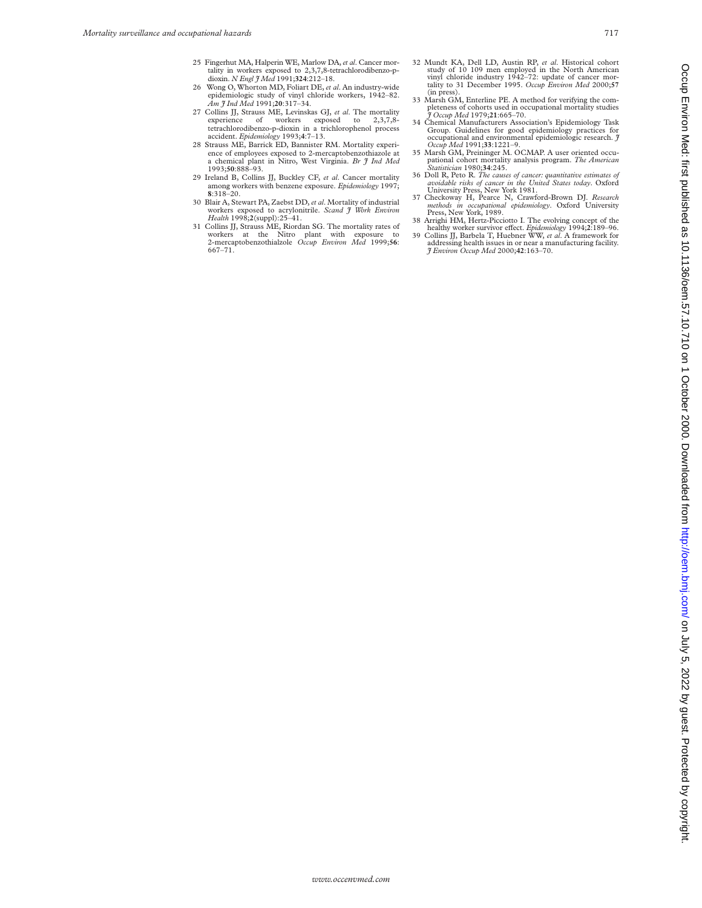25 Fingerhut MA, Halperin WE, Marlow DA, *et al*. Cancer mortality in workers exposed to 2,3,7,8-tetrachlorodibenzo-p-dioxin. *N Engl J Med* 1991;**324**:212–18.

26 Wong O, Whorton MD, Foliart DE, *et al*. An industry-wide epidemiologic study of vinyl chloride workers, 1942–82. *Am J Ind Med* 1991;**20**:317–34.

27 Collins JJ, Strauss ME, Levinskas GJ, *et al*. The mortality experience of workers exposed to 2,3,7,8-tetrachlorodibenzo-p-dioxin in a trichlorophenol process accident. *Epidemiology* 1993;**4**:7–13.

28 Strauss ME, Barrick ED, Bannister RM. Mortality experience of employees exposed to 2-mercaptobenzothiazole at a chemical plant in Nitro, West Virginia. *Br J Ind Med* 1993;**50**:888–93.

29 Ireland B, Collins JJ, Buckley CF, *et al*. Cancer mortality among workers with benzene exposure. *Epidemiology* 1997;**8**:318–20.

30 Blair A, Stewart PA, Zaebst DD, *et al*. Mortality of industrial workers exposed to acrylonitrile. *Scand J Work Environ Health* 1998;**2**(suppl):25–41.

31 Collins JJ, Strauss ME, Riordan SG. The mortality rates of workers at the Nitro plant with exposure to 2-mercaptobenzothialzole *Occup Environ Med* 1999;**56**:667–71.

32 Mundt KA, Dell LD, Austin RP, *et al*. Historical cohort study of 10 109 men employed in the North American vinyl chloride industry 1942–72: update of cancer mortality to 31 December 1995. *Occup Environ Med* 2000;**57** (in press).

33 Marsh GM, Enterline PE. A method for verifying the completeness of cohorts used in occupational mortality studies *J Occup Med* 1979;**21**:665–70.

34 Chemical Manufacturers Association's Epidemiology Task Group. Guidelines for good epidemiology practices for occupational and environmental epidemiologic research. *J Occup Med* 1991;**33**:1221–9.

35 Marsh GM, Preininger M. OCMAP. A user oriented occupational cohort mortality analysis program. *The American Statistician* 1980;**34**:245.

36 Doll R, Peto R. *The causes of cancer: quantitative estimates of avoidable risks of cancer in the United States today*. Oxford University Press, New York 1981.

37 Checkoway H, Pearce N, Crawford-Brown DJ. *Research methods in occupational epidemiology*. Oxford University Press, New York, 1989.

38 Arrighi HM, Hertz-Picciotto I. The evolving concept of the healthy worker survivor effect. *Epidemiology* 1994;**2**:189–96.

39 Collins JJ, Barbela T, Huebner WW, *et al*. A framework for addressing health issues in or near a manufacturing facility. *J Environ Occup Med* 2000;**42**:163–70.